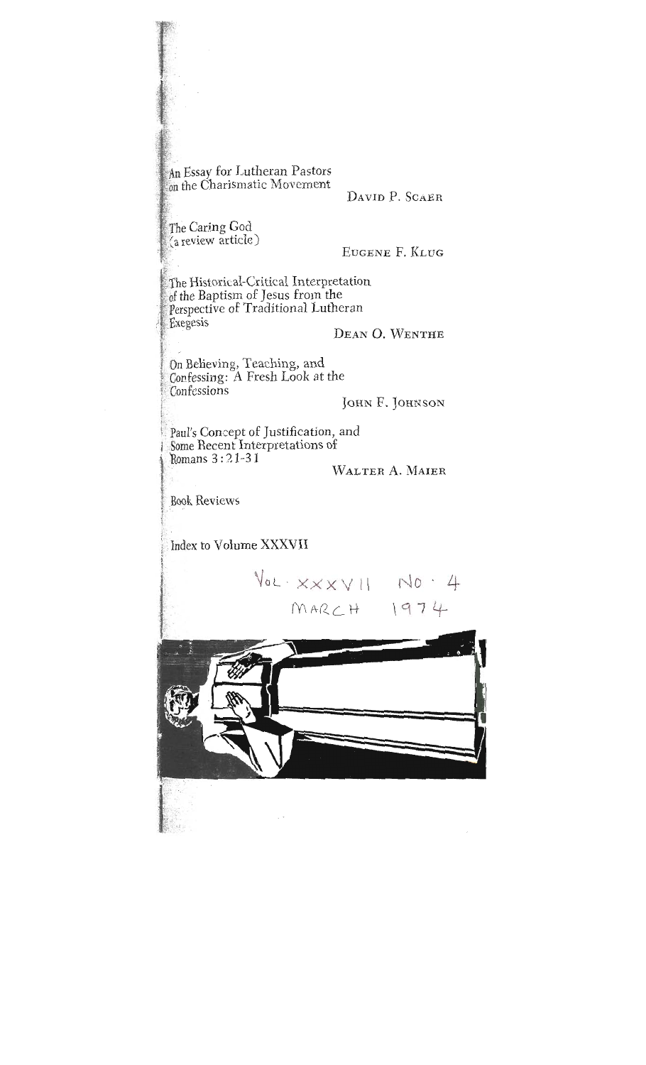An Essay for Lutheran Pastors on the Charismatic Movement

DAVID P. SCAER

The Caring God (a review article)

EUGENE F. KLUG

The Historical-Critical Interpretation of the Baptism of Jesus from the Perspective of Traditional Lutheran Exegesis

DEAN O. WENTHE

On Believing, Teaching, and Confessing: A Fresh Look at the Confessions

JOHN F. JOHNSON

Paul's Concept of Justification, and Some Recent Interpretations of Romans 3:21-31

WALTER A. MAIER

Book Reviews

Index to Volume XXXVII

VOL · XXXVII NO · 4
MARCH 1974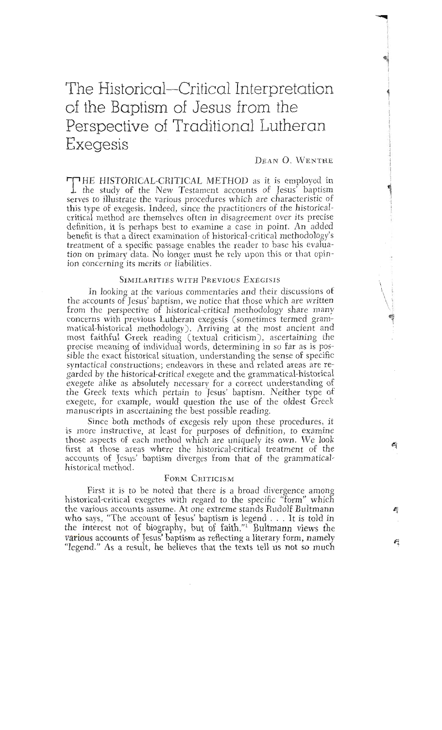# The Historical–Critical Interpretation of the Baptism of Jesus from the Perspective of Traditional Lutheran Exegesis

DEAN O. WENTHE

THE HISTORICAL-CRITICAL METHOD as it is employed in the study of the New Testament accounts of Jesus' baptism serves to illustrate the various procedures which are characteristic of this type of exegesis. Indeed, since the practitioners of the historical-critical method are themselves often in disagreement over its precise definition, it is perhaps best to examine a case in point. An added benefit is that a direct examination of historical-critical methodology's treatment of a specific passage enables the reader to base his evaluation on primary data. No longer must he rely upon this or that opinion concerning its merits or liabilities.

## SIMILARITIES WITH PREVIOUS EXEGESIS

In looking at the various commentaries and their discussions of the accounts of Jesus' baptism, we notice that those which are written from the perspective of historical-critical methodology share many concerns with previous Lutheran exegesis (sometimes termed grammatical-historical methodology). Arriving at the most ancient and most faithful Greek reading (textual criticism), ascertaining the precise meaning of individual words, determining in so far as is possible the exact historical situation, understanding the sense of specific syntactical constructions; endeavors in these and related areas are regarded by the historical-critical exegete and the grammatical-historical exegete alike as absolutely necessary for a correct understanding of the Greek texts which pertain to Jesus' baptism. Neither type of exegete, for example, would question the use of the oldest Greek manuscripts in ascertaining the best possible reading.

Since both methods of exegesis rely upon these procedures, it is more instructive, at least for purposes of definition, to examine those aspects of each method which are uniquely its own. We look first at those areas where the historical-critical treatment of the accounts of Jesus' baptism diverges from that of the grammatical-historical method.

## FORM CRITICISM

First it is to be noted that there is a broad divergence among historical-critical exegetes with regard to the specific "form" which the various accounts assume. At one extreme stands Rudolf Bultmann who says, "The account of Jesus' baptism is legend . . . It is told in the interest not of biography, but of faith."[1] Bultmann views the various accounts of Jesus' baptism as reflecting a literary form, namely "legend." As a result, he believes that the texts tell us not so much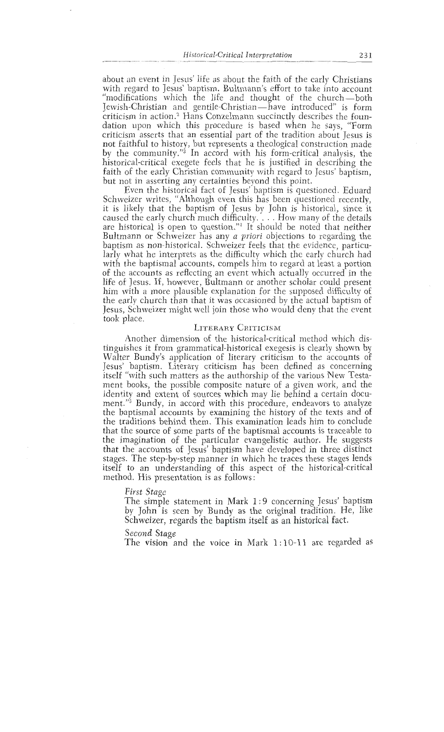about an event in Jesus' life as about the faith of the early Christians with regard to Jesus' baptism. Bultmann's effort to take into account "modifications which the life and thought of the church—both Jewish-Christian and gentile-Christian—have introduced" is form criticism in action.[2] Hans Conzelmann succinctly describes the foundation upon which this procedure is based when he says, "Form criticism asserts that an essential part of the tradition about Jesus is not faithful to history, but represents a theological construction made by the community."[3] In accord with his form-critical analysis, the historical-critical exegete feels that he is justified in describing the faith of the early Christian community with regard to Jesus' baptism, but not in asserting any certainties beyond this point.

Even the historical fact of Jesus' baptism is questioned. Eduard Schweizer writes, "Although even this has been questioned recently, it is likely that the baptism of Jesus by John is historical, since it caused the early church much difficulty. . . . How many of the details are historical is open to question."[4] It should be noted that neither Bultmann or Schweizer has any *a priori* objections to regarding the baptism as non-historical. Schweizer feels that the evidence, particularly what he interprets as the difficulty which the early church had with the baptismal accounts, compels him to regard at least a portion of the accounts as reflecting an event which actually occurred in the life of Jesus. If, however, Bultmann or another scholar could present him with a more plausible explanation for the supposed difficulty of the early church than that it was occasioned by the actual baptism of Jesus, Schweizer might well join those who would deny that the event took place.

## Literary Criticism

Another dimension of the historical-critical method which distinguishes it from grammatical-historical exegesis is clearly shown by Walter Bundy's application of literary criticism to the accounts of Jesus' baptism. Literary criticism has been defined as concerning itself "with such matters as the authorship of the various New Testament books, the possible composite nature of a given work, and the identity and extent of sources which may lie behind a certain document."[5] Bundy, in accord with this procedure, endeavors to analyze the baptismal accounts by examining the history of the texts and of the traditions behind them. This examination leads him to conclude that the source of some parts of the baptismal accounts is traceable to the imagination of the particular evangelistic author. He suggests that the accounts of Jesus' baptism have developed in three distinct stages. The step-by-step manner in which he traces these stages lends itself to an understanding of this aspect of the historical-critical method. His presentation is as follows:

*First Stage*

The simple statement in Mark 1:9 concerning Jesus' baptism by John is seen by Bundy as the original tradition. He, like Schweizer, regards the baptism itself as an historical fact.

*Second Stage*

The vision and the voice in Mark 1:10-11 are regarded as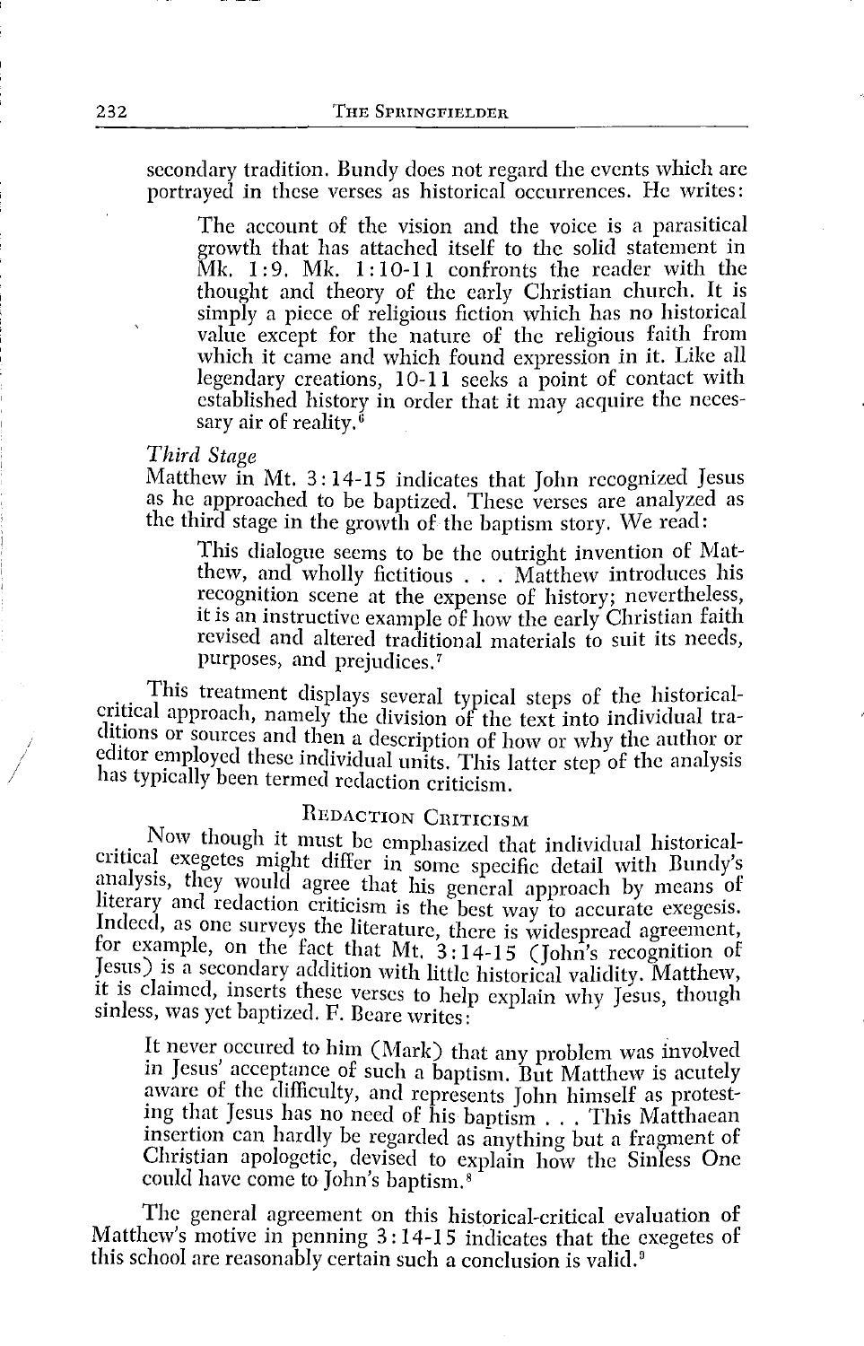secondary tradition. Bundy does not regard the events which are portrayed in these verses as historical occurrences. He writes:

> The account of the vision and the voice is a parasitical growth that has attached itself to the solid statement in Mk. 1:9. Mk. 1:10-11 confronts the reader with the thought and theory of the early Christian church. It is simply a piece of religious fiction which has no historical value except for the nature of the religious faith from which it came and which found expression in it. Like all legendary creations, 10-11 seeks a point of contact with established history in order that it may acquire the necessary air of reality.[6]

*Third Stage*

Matthew in Mt. 3:14-15 indicates that John recognized Jesus as he approached to be baptized. These verses are analyzed as the third stage in the growth of the baptism story. We read:

> This dialogue seems to be the outright invention of Matthew, and wholly fictitious . . . Matthew introduces his recognition scene at the expense of history; nevertheless, it is an instructive example of how the early Christian faith revised and altered traditional materials to suit its needs, purposes, and prejudices.[7]

This treatment displays several typical steps of the historical-critical approach, namely the division of the text into individual traditions or sources and then a description of how or why the author or editor employed these individual units. This latter step of the analysis has typically been termed redaction criticism.

## Redaction Criticism

Now though it must be emphasized that individual historical-critical exegetes might differ in some specific detail with Bundy's analysis, they would agree that his general approach by means of literary and redaction criticism is the best way to accurate exegesis. Indeed, as one surveys the literature, there is widespread agreement, for example, on the fact that Mt. 3:14-15 (John's recognition of Jesus) is a secondary addition with little historical validity. Matthew, it is claimed, inserts these verses to help explain why Jesus, though sinless, was yet baptized. F. Beare writes:

> It never occured to him (Mark) that any problem was involved in Jesus' acceptance of such a baptism. But Matthew is acutely aware of the difficulty, and represents John himself as protesting that Jesus has no need of his baptism . . . This Matthaean insertion can hardly be regarded as anything but a fragment of Christian apologetic, devised to explain how the Sinless One could have come to John's baptism.[8]

The general agreement on this historical-critical evaluation of Matthew's motive in penning 3:14-15 indicates that the exegetes of this school are reasonably certain such a conclusion is valid.[9]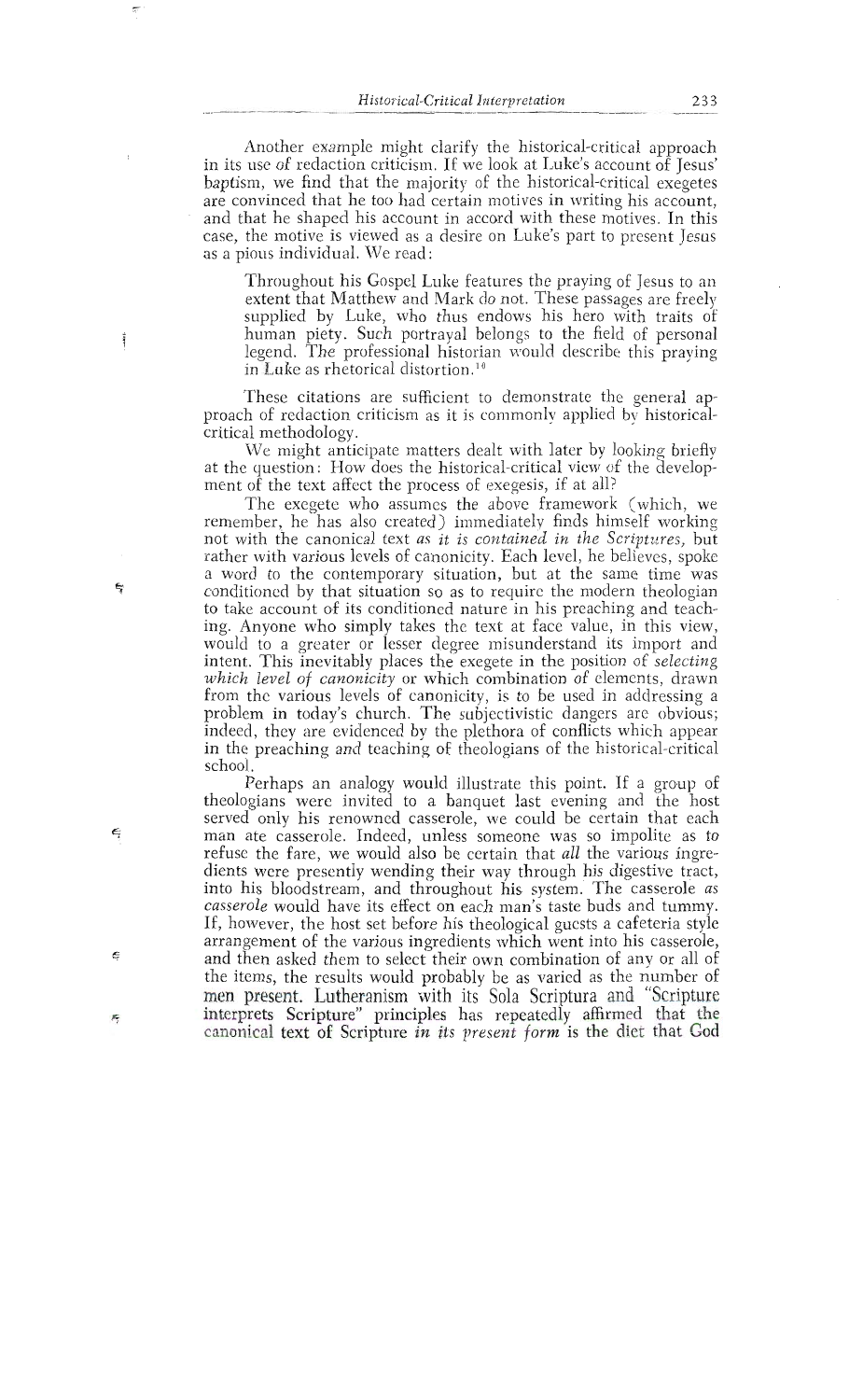Another example might clarify the historical-critical approach in its use of redaction criticism. If we look at Luke's account of Jesus' baptism, we find that the majority of the historical-critical exegetes are convinced that he too had certain motives in writing his account, and that he shaped his account in accord with these motives. In this case, the motive is viewed as a desire on Luke's part to present Jesus as a pious individual. We read:

> Throughout his Gospel Luke features the praying of Jesus to an extent that Matthew and Mark do not. These passages are freely supplied by Luke, who thus endows his hero with traits of human piety. Such portrayal belongs to the field of personal legend. The professional historian would describe this praying in Luke as rhetorical distortion.[10]

These citations are sufficient to demonstrate the general approach of redaction criticism as it is commonly applied by historical-critical methodology.

We might anticipate matters dealt with later by looking briefly at the question: How does the historical-critical view of the development of the text affect the process of exegesis, if at all?

The exegete who assumes the above framework (which, we remember, he has also created) immediately finds himself working not with the canonical text *as it is contained in the Scriptures,* but rather with various levels of canonicity. Each level, he believes, spoke a word to the contemporary situation, but at the same time was conditioned by that situation so as to require the modern theologian to take account of its conditioned nature in his preaching and teaching. Anyone who simply takes the text at face value, in this view, would to a greater or lesser degree misunderstand its import and intent. This inevitably places the exegete in the position of *selecting which level of canonicity* or which combination of elements, drawn from the various levels of canonicity, is to be used in addressing a problem in today's church. The subjectivistic dangers are obvious; indeed, they are evidenced by the plethora of conflicts which appear in the preaching and teaching of theologians of the historical-critical school.

Perhaps an analogy would illustrate this point. If a group of theologians were invited to a banquet last evening and the host served only his renowned casserole, we could be certain that each man ate casserole. Indeed, unless someone was so impolite as to refuse the fare, we would also be certain that *all* the various ingredients were presently wending their way through his digestive tract, into his bloodstream, and throughout his system. The casserole *as casserole* would have its effect on each man's taste buds and tummy. If, however, the host set before his theological guests a cafeteria style arrangement of the various ingredients which went into his casserole, and then asked them to select their own combination of any or all of the items, the results would probably be as varied as the number of men present. Lutheranism with its Sola Scriptura and "Scripture interprets Scripture" principles has repeatedly affirmed that the canonical text of Scripture *in its present form* is the diet that God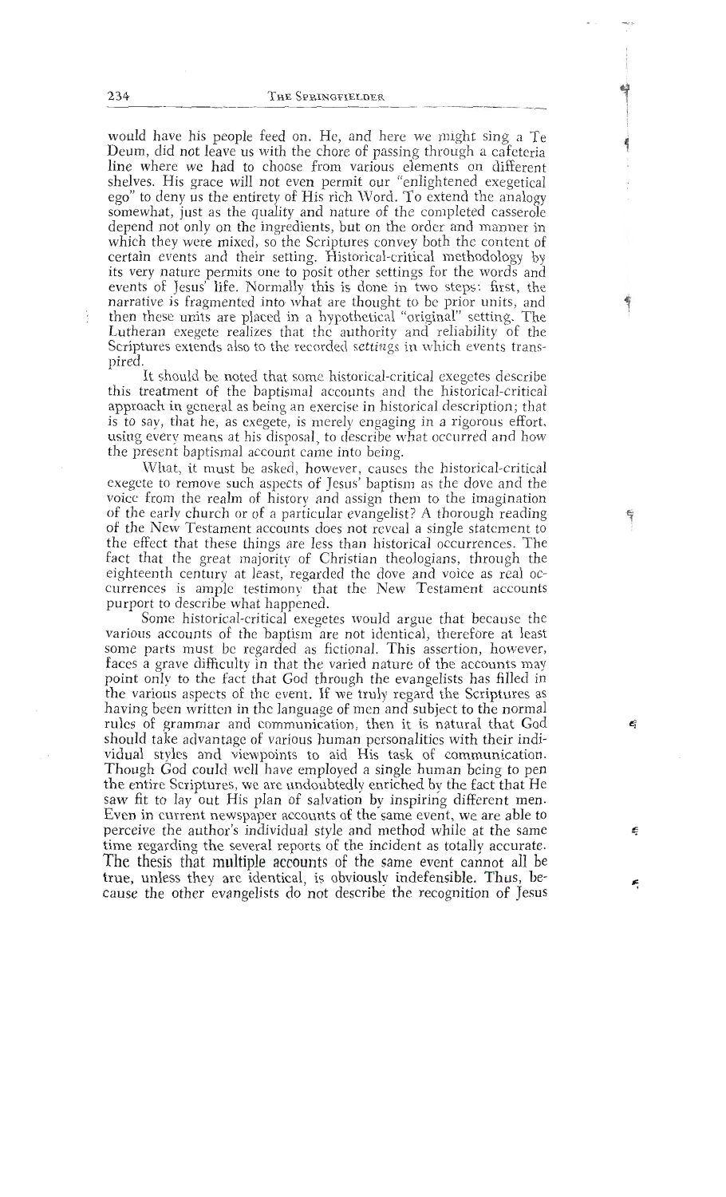would have his people feed on. He, and here we might sing a Te Deum, did not leave us with the chore of passing through a cafeteria line where we had to choose from various elements on different shelves. His grace will not even permit our "enlightened exegetical ego" to deny us the entirety of His rich Word. To extend the analogy somewhat, just as the quality and nature of the completed casserole depend not only on the ingredients, but on the order and manner in which they were mixed, so the Scriptures convey both the content of certain events and their setting. Historical-critical methodology by its very nature permits one to posit other settings for the words and events of Jesus' life. Normally this is done in two steps: first, the narrative is fragmented into what are thought to be prior units, and then these units are placed in a hypothetical "original" setting. The Lutheran exegete realizes that the authority and reliability of the Scriptures extends also to the recorded *settings* in which events transpired.

It should be noted that some historical-critical exegetes describe this treatment of the baptismal accounts and the historical-critical approach in general as being an exercise in historical description; that is to say, that he, as exegete, is merely engaging in a rigorous effort, using every means at his disposal, to describe what occurred and how the present baptismal account came into being.

What, it must be asked, however, causes the historical-critical exegete to remove such aspects of Jesus' baptism as the dove and the voice from the realm of history and assign them to the imagination of the early church or of a particular evangelist? A thorough reading of the New Testament accounts does not reveal a single statement to the effect that these things are less than historical occurrences. The fact that the great majority of Christian theologians, through the eighteenth century at least, regarded the dove and voice as real occurrences is ample testimony that the New Testament accounts purport to describe what happened.

Some historical-critical exegetes would argue that because the various accounts of the baptism are not identical, therefore at least some parts must be regarded as fictional. This assertion, however, faces a grave difficulty in that the varied nature of the accounts may point only to the fact that God through the evangelists has filled in the various aspects of the event. If we truly regard the Scriptures as having been written in the language of men and subject to the normal rules of grammar and communication, then it is natural that God should take advantage of various human personalities with their individual styles and viewpoints to aid His task of communication. Though God could well have employed a single human being to pen the entire Scriptures, we are undoubtedly enriched by the fact that He saw fit to lay out His plan of salvation by inspiring different men. Even in current newspaper accounts of the same event, we are able to perceive the author's individual style and method while at the same time regarding the several reports of the incident as totally accurate. The thesis that multiple accounts of the same event cannot all be true, unless they are identical, is obviously indefensible. Thus, because the other evangelists do not describe the recognition of Jesus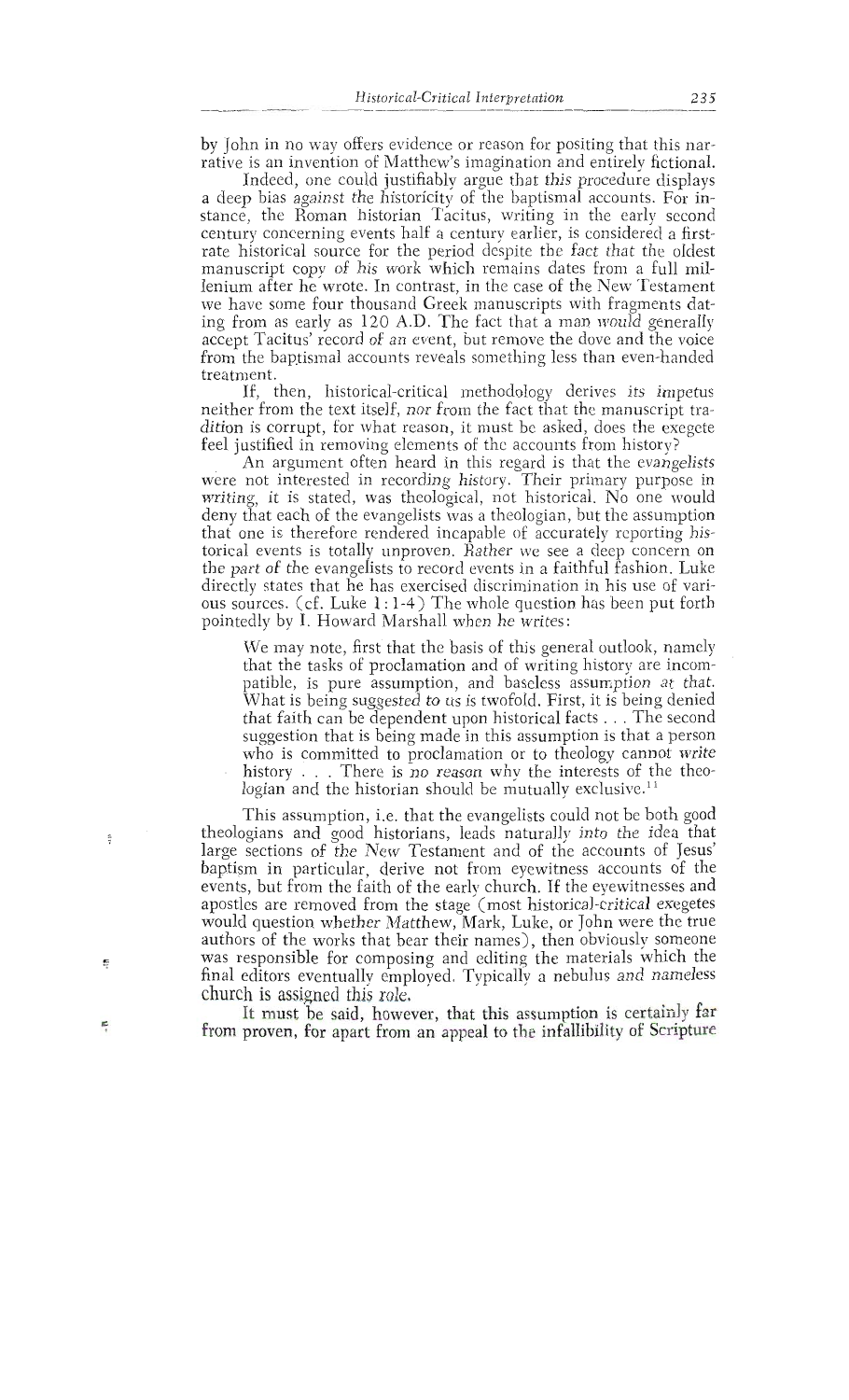by John in no way offers evidence or reason for positing that this narrative is an invention of Matthew's imagination and entirely fictional.

Indeed, one could justifiably argue that this procedure displays a deep bias *against* the historicity of the baptismal accounts. For instance, the Roman historian Tacitus, writing in the early second century concerning events half a century earlier, is considered a first-rate historical source for the period despite the fact that the oldest manuscript copy of his work which remains dates from a full millenium after he wrote. In contrast, in the case of the New Testament we have some four thousand Greek manuscripts with fragments dating from as early as 120 A.D. The fact that a man would generally accept Tacitus' record of an event, but remove the dove and the voice from the baptismal accounts reveals something less than even-handed treatment.

If, then, historical-critical methodology derives its impetus neither from the text itself, nor from the fact that the manuscript tradition is corrupt, for what reason, it must be asked, does the exegete feel justified in removing elements of the accounts from history?

An argument often heard in this regard is that the evangelists were not interested in recording history. Their primary purpose in writing, it is stated, was theological, not historical. No one would deny that each of the evangelists was a theologian, but the assumption that one is therefore rendered incapable of accurately reporting historical events is totally unproven. Rather we see a deep concern on the part of the evangelists to record events in a faithful fashion. Luke directly states that he has exercised discrimination in his use of various sources. (cf. Luke 1:1-4) The whole question has been put forth pointedly by I. Howard Marshall when he writes:

> We may note, first that the basis of this general outlook, namely that the tasks of proclamation and of writing history are incompatible, is pure assumption, and baseless assumption at that. What is being suggested to us is twofold. First, it is being denied that faith can be dependent upon historical facts . . . The second suggestion that is being made in this assumption is that a person who is committed to proclamation or to theology cannot write history . . . There is no reason why the interests of the theologian and the historian should be mutually exclusive.[11]

This assumption, i.e. that the evangelists could not be both good theologians and good historians, leads naturally into the idea that large sections of the New Testament and of the accounts of Jesus' baptism in particular, derive not from eyewitness accounts of the events, but from the faith of the early church. If the eyewitnesses and apostles are removed from the stage (most historical-critical exegetes would question whether Matthew, Mark, Luke, or John were the true authors of the works that bear their names), then obviously someone was responsible for composing and editing the materials which the final editors eventually employed. Typically a nebulus and nameless church is assigned this role.

It must be said, however, that this assumption is certainly far from proven, for apart from an appeal to the infallibility of Scripture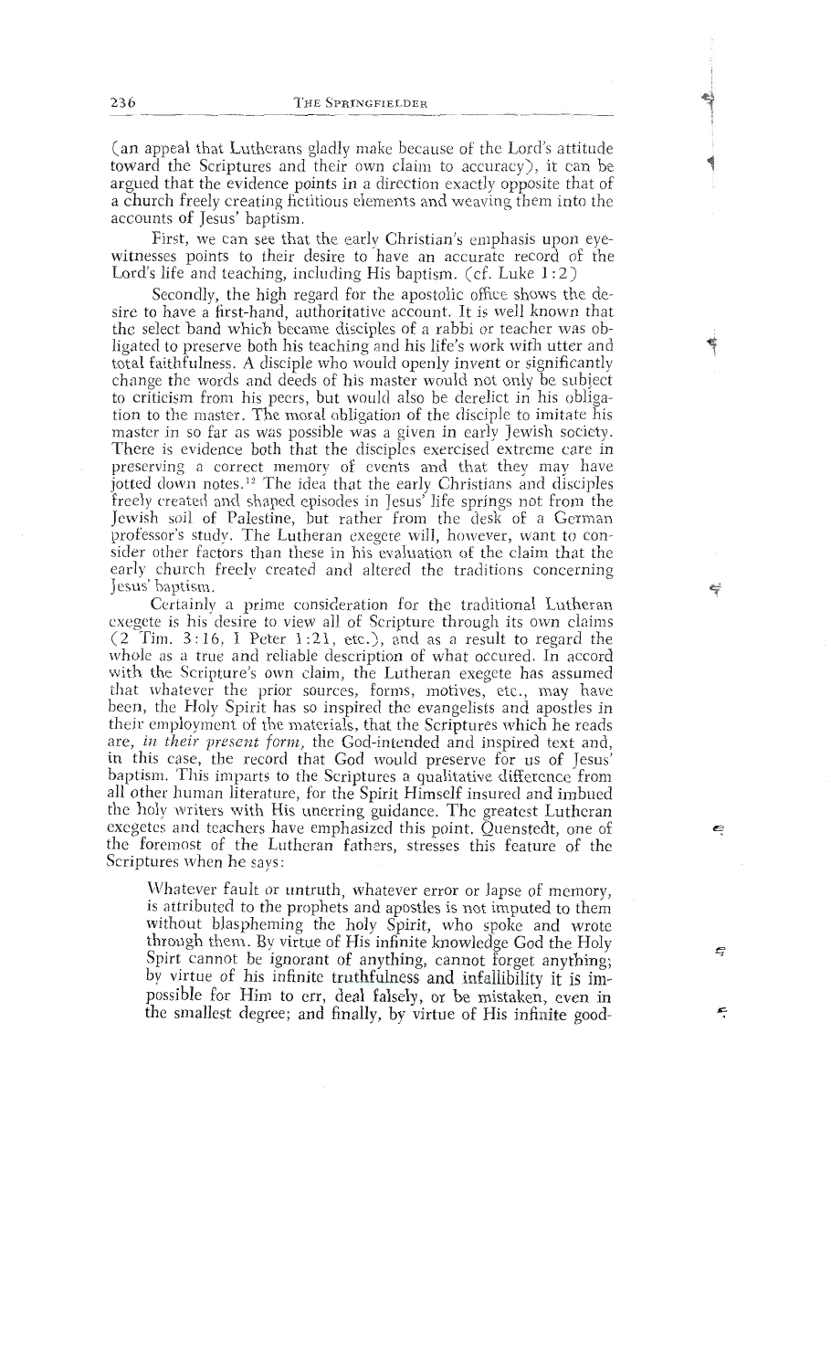(an appeal that Lutherans gladly make because of the Lord's attitude toward the Scriptures and their own claim to accuracy), it can be argued that the evidence points in a direction exactly opposite that of a church freely creating fictitious elements and weaving them into the accounts of Jesus' baptism.

First, we can see that the early Christian's emphasis upon eyewitnesses points to their desire to have an accurate record of the Lord's life and teaching, including His baptism. (cf. Luke 1:2)

Secondly, the high regard for the apostolic office shows the desire to have a first-hand, authoritative account. It is well known that the select band which became disciples of a rabbi or teacher was obligated to preserve both his teaching and his life's work with utter and total faithfulness. A disciple who would openly invent or significantly change the words and deeds of his master would not only be subject to criticism from his peers, but would also be derelict in his obligation to the master. The moral obligation of the disciple to imitate his master in so far as was possible was a given in early Jewish society. There is evidence both that the disciples exercised extreme care in preserving a correct memory of events and that they may have jotted down notes.[12] The idea that the early Christians and disciples freely created and shaped episodes in Jesus' life springs not from the Jewish soil of Palestine, but rather from the desk of a German professor's study. The Lutheran exegete will, however, want to consider other factors than these in his evaluation of the claim that the early church freely created and altered the traditions concerning Jesus' baptism.

Certainly a prime consideration for the traditional Lutheran exegete is his desire to view all of Scripture through its own claims (2 Tim. 3:16, I Peter 1:21, etc.), and as a result to regard the whole as a true and reliable description of what occured. In accord with the Scripture's own claim, the Lutheran exegete has assumed that whatever the prior sources, forms, motives, etc., may have been, the Holy Spirit has so inspired the evangelists and apostles in their employment of the materials, that the Scriptures which he reads are, *in their present form,* the God-intended and inspired text and, in this case, the record that God would preserve for us of Jesus' baptism. This imparts to the Scriptures a qualitative difference from all other human literature, for the Spirit Himself insured and imbued the holy writers with His unerring guidance. The greatest Lutheran exegetes and teachers have emphasized this point. Quenstedt, one of the foremost of the Lutheran fathers, stresses this feature of the Scriptures when he says:

> Whatever fault or untruth, whatever error or lapse of memory, is attributed to the prophets and apostles is not imputed to them without blaspheming the holy Spirit, who spoke and wrote through them. By virtue of His infinite knowledge God the Holy Spirt cannot be ignorant of anything, cannot forget anything; by virtue of his infinite truthfulness and infallibility it is impossible for Him to err, deal falsely, or be mistaken, even in the smallest degree; and finally, by virtue of His infinite good-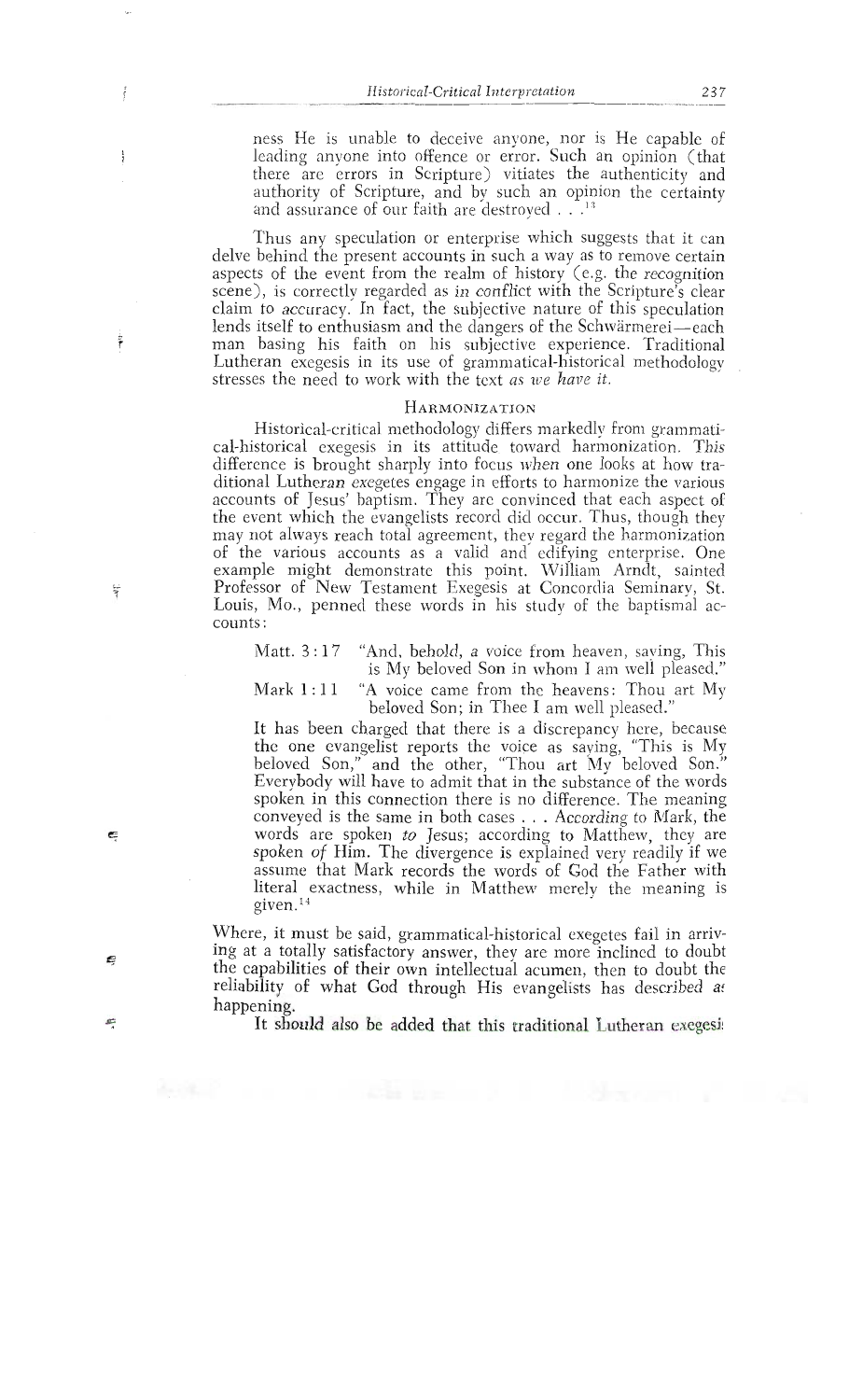> ness He is unable to deceive anyone, nor is He capable of leading anyone into offence or error. Such an opinion (that there are errors in Scripture) vitiates the authenticity and authority of Scripture, and by such an opinion the certainty and assurance of our faith are destroyed . . .[13]

Thus any speculation or enterprise which suggests that it can delve behind the present accounts in such a way as to remove certain aspects of the event from the realm of history (e.g. the *recognition* scene), is correctly regarded as *in conflict* with the Scripture's clear claim to *accuracy*. In fact, the subjective nature of this speculation lends itself to enthusiasm and the dangers of the Schwärmerei—each man basing his faith on his subjective experience. Traditional Lutheran exegesis in its use of grammatical-historical methodology stresses the need to work with the text *as we have it*.

### Harmonization

Historical-critical methodology differs markedly from grammatical-historical exegesis in its attitude toward harmonization. This difference is brought sharply into focus when one looks at how traditional Lutheran exegetes engage in efforts to harmonize the various accounts of Jesus' baptism. They are convinced that each aspect of the event which the evangelists record did occur. Thus, though they may not always reach total agreement, they regard the harmonization of the various accounts as a valid and edifying enterprise. One example might demonstrate this point. William Arndt, sainted Professor of New Testament Exegesis at Concordia Seminary, St. Louis, Mo., penned these words in his study of the baptismal accounts:

> Matt. 3:17 "And, behold, a voice from heaven, saying, This is My beloved Son in whom I am well pleased."
>
> Mark 1:11 "A voice came from the heavens: Thou art My beloved Son; in Thee I am well pleased."
>
> It has been charged that there is a discrepancy here, because the one evangelist reports the voice as saying, "This is My beloved Son," and the other, "Thou art My beloved Son." Everybody will have to admit that in the substance of the words spoken in this connection there is no difference. The meaning conveyed is the same in both cases . . . According to Mark, the words are spoken *to* Jesus; according to Matthew, they are spoken *of* Him. The divergence is explained very readily if we assume that Mark records the words of God the Father with literal exactness, while in Matthew merely the meaning is given.[14]

Where, it must be said, grammatical-historical exegetes fail in arriving at a totally satisfactory answer, they are more inclined to doubt the capabilities of their own intellectual acumen, then to doubt the reliability of what God through His evangelists has described as happening.

It should also be added that this traditional Lutheran exegesis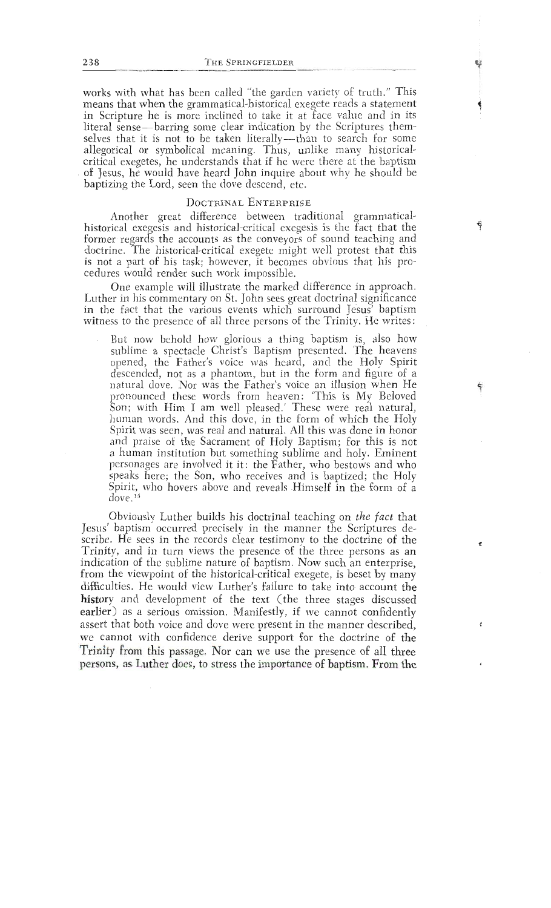works with what has been called "the garden variety of truth." This means that when the grammatical-historical exegete reads a statement in Scripture he is more inclined to take it at face value and in its literal sense—barring some clear indication by the Scriptures themselves that it is not to be taken literally—than to search for some allegorical or symbolical meaning. Thus, unlike many historical-critical exegetes, he understands that if he were there at the baptism of Jesus, he would have heard John inquire about why he should be baptizing the Lord, seen the dove descend, etc.

## Doctrinal Enterprise

Another great difference between traditional grammatical-historical exegesis and historical-critical exegesis is the fact that the former regards the accounts as the conveyors of sound teaching and doctrine. The historical-critical exegete might well protest that this is not a part of his task; however, it becomes obvious that his procedures would render such work impossible.

One example will illustrate the marked difference in approach. Luther in his commentary on St. John sees great doctrinal significance in the fact that the various events which surround Jesus' baptism witness to the presence of all three persons of the Trinity. He writes:

> But now behold how glorious a thing baptism is, also how sublime a spectacle Christ's Baptism presented. The heavens opened, the Father's voice was heard, and the Holy Spirit descended, not as a phantom, but in the form and figure of a natural dove. Nor was the Father's voice an illusion when He pronounced these words from heaven: 'This is My Beloved Son; with Him I am well pleased.' These were real natural, human words. And this dove, in the form of which the Holy Spirit was seen, was real and natural. All this was done in honor and praise of the Sacrament of Holy Baptism; for this is not a human institution but something sublime and holy. Eminent personages are involved it it: the Father, who bestows and who speaks here; the Son, who receives and is baptized; the Holy Spirit, who hovers above and reveals Himself in the form of a dove.[15]

Obviously Luther builds his doctrinal teaching on *the fact* that Jesus' baptism occurred precisely in the manner the Scriptures describe. He sees in the records clear testimony to the doctrine of the Trinity, and in turn views the presence of the three persons as an indication of the sublime nature of baptism. Now such an enterprise, from the viewpoint of the historical-critical exegete, is beset by many difficulties. He would view Luther's failure to take into account the history and development of the text (the three stages discussed earlier) as a serious omission. Manifestly, if we cannot confidently assert that both voice and dove were present in the manner described, we cannot with confidence derive support for the doctrine of the Trinity from this passage. Nor can we use the presence of all three persons, as Luther does, to stress the importance of baptism. From the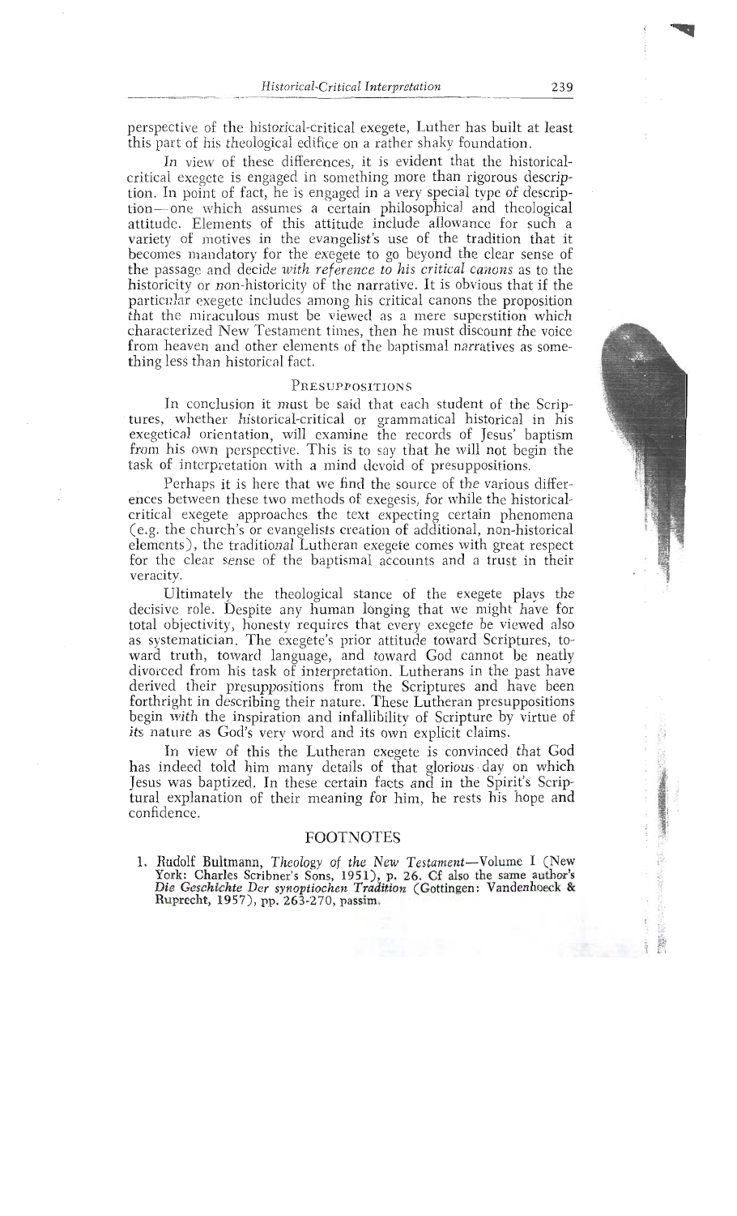perspective of the historical-critical exegete, Luther has built at least this part of his theological edifice on a rather shaky foundation.

In view of these differences, it is evident that the historical-critical exegete is engaged in something more than rigorous description. In point of fact, he is engaged in a very special type of description—one which assumes a certain philosophical and theological attitude. Elements of this attitude include allowance for such a variety of motives in the evangelist's use of the tradition that it becomes mandatory for the exegete to go beyond the clear sense of the passage and decide *with reference to his critical canons* as to the historicity or non-historicity of the narrative. It is obvious that if the particular exegete includes among his critical canons the proposition that the miraculous must be viewed as a mere superstition which characterized New Testament times, then he must discount the voice from heaven and other elements of the baptismal narratives as something less than historical fact.

## Presuppositions

In conclusion it must be said that each student of the Scriptures, whether historical-critical or grammatical historical in his exegetical orientation, will examine the records of Jesus' baptism from his own perspective. This is to say that he will not begin the task of interpretation with a mind devoid of presuppositions.

Perhaps it is here that we find the source of the various differences between these two methods of exegesis, for while the historical-critical exegete approaches the text expecting certain phenomena (e.g. the church's or evangelists creation of additional, non-historical elements), the traditional Lutheran exegete comes with great respect for the clear sense of the baptismal accounts and a trust in their veracity.

Ultimately the theological stance of the exegete plays the decisive role. Despite any human longing that we might have for total objectivity, honesty requires that every exegete be viewed also as systematician. The exegete's prior attitude toward Scriptures, toward truth, toward language, and toward God cannot be neatly divorced from his task of interpretation. Lutherans in the past have derived their presuppositions from the Scriptures and have been forthright in describing their nature. These Lutheran presuppositions begin with the inspiration and infallibility of Scripture by virtue of its nature as God's very word and its own explicit claims.

In view of this the Lutheran exegete is convinced that God has indeed told him many details of that glorious day on which Jesus was baptized. In these certain facts and in the Spirit's Scriptural explanation of their meaning for him, he rests his hope and confidence.

## FOOTNOTES

1. Rudolf Bultmann, *Theology of the New Testament*—Volume I (New York: Charles Scribner's Sons, 1951), p. 26. Cf also the same author's *Die Geschichte Der synoptiochen Tradition* (Gottingen: Vandenhoeck & Ruprecht, 1957), pp. 263-270, passim.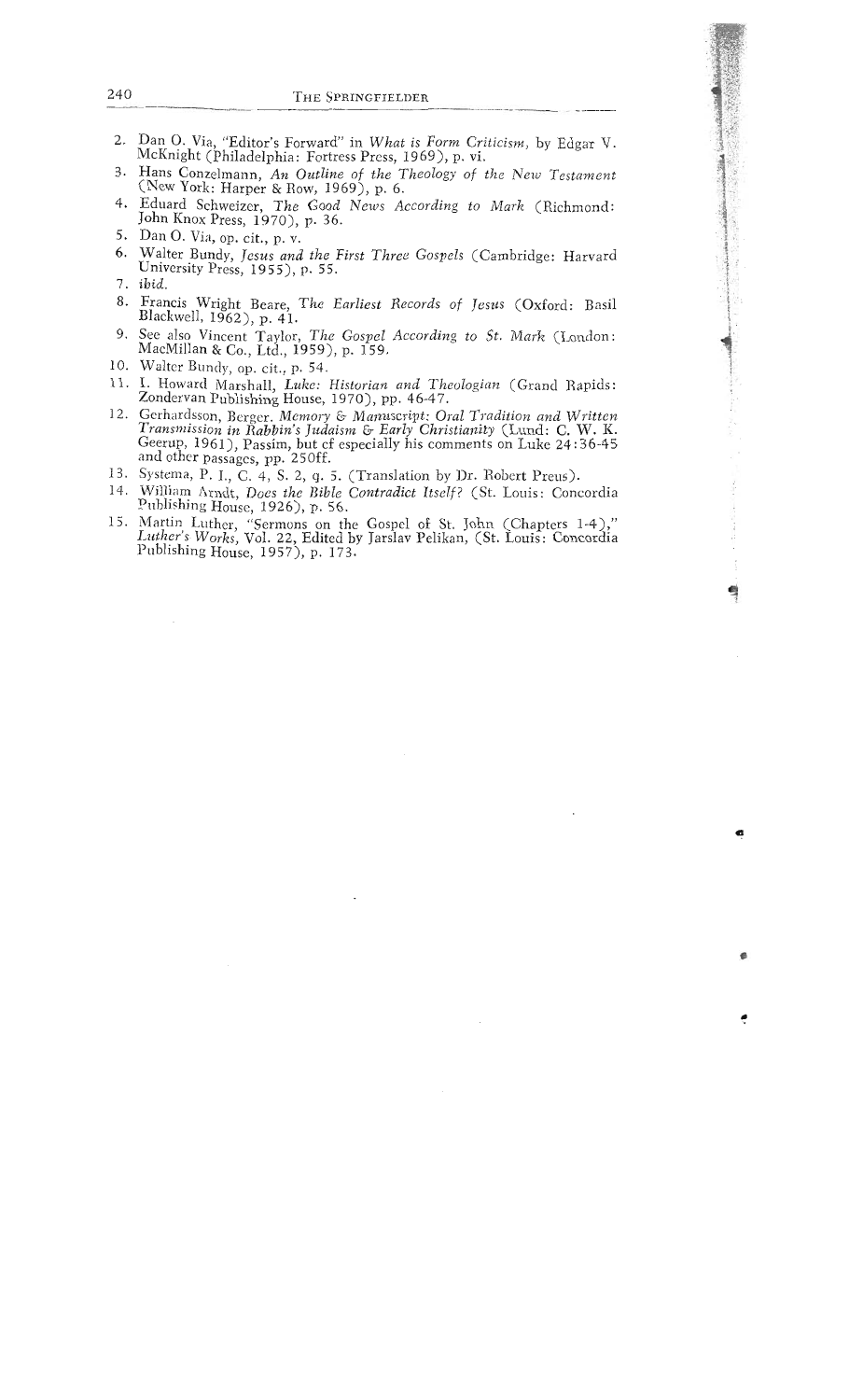2. Dan O. Via, "Editor's Forward" in *What is Form Criticism*, by Edgar V. McKnight (Philadelphia: Fortress Press, 1969), p. vi.
3. Hans Conzelmann, *An Outline of the Theology of the New Testament* (New York: Harper & Row, 1969), p. 6.
4. Eduard Schweizer, *The Good News According to Mark* (Richmond: John Knox Press, 1970), p. 36.
5. Dan O. Via, op. cit., p. v.
6. Walter Bundy, *Jesus and the First Three Gospels* (Cambridge: Harvard University Press, 1955), p. 55.
7. *ibid.*
8. Francis Wright Beare, *The Earliest Records of Jesus* (Oxford: Basil Blackwell, 1962), p. 41.
9. See also Vincent Taylor, *The Gospel According to St. Mark* (London: MacMillan & Co., Ltd., 1959), p. 159.
10. Walter Bundy, op. cit., p. 54.
11. I. Howard Marshall, *Luke: Historian and Theologian* (Grand Rapids: Zondervan Publishing House, 1970), pp. 46-47.
12. Gerhardsson, Berger. *Memory & Manuscript: Oral Tradition and Written Transmission in Rabbin's Judaism & Early Christianity* (Lund: C. W. K. Geerup, 1961), Passim, but cf especially his comments on Luke 24:36-45 and other passages, pp. 250ff.
13. Systema, P. I., C. 4, S. 2, q. 5. (Translation by Dr. Robert Preus).
14. William Arndt, *Does the Bible Contradict Itself?* (St. Louis: Concordia Publishing House, 1926), p. 56.
15. Martin Luther, "Sermons on the Gospel of St. John (Chapters 1-4)," *Luther's Works*, Vol. 22, Edited by Jarslav Pelikan, (St. Louis: Concordia Publishing House, 1957), p. 173.